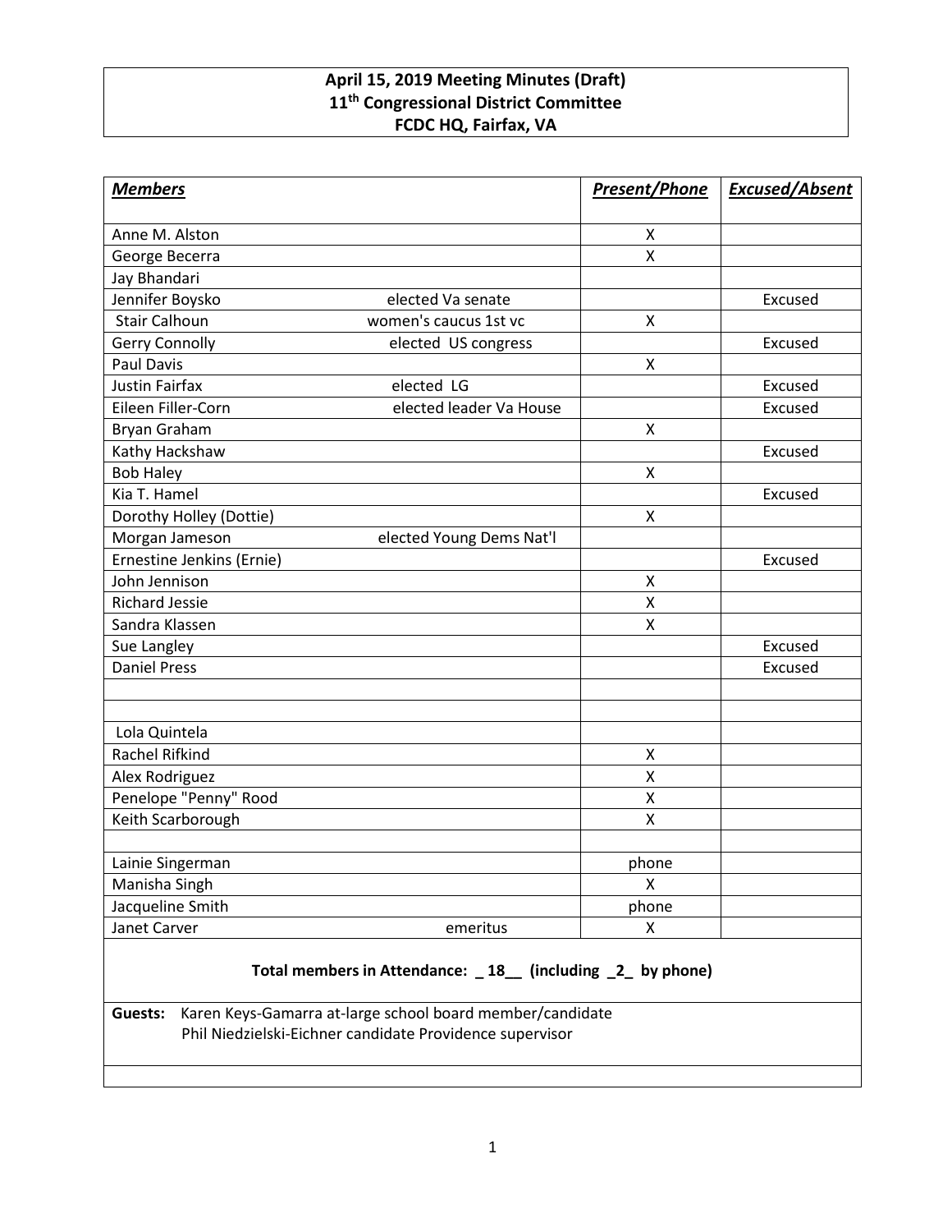**April 15, 2019 Meeting Minutes (Draft)**
**11th Congressional District Committee**
**FCDC HQ, Fairfax, VA**

| ***Members*** | | ***Present/Phone*** | ***Excused/Absent*** |
|---|---|---|---|
| Anne M. Alston | | X | |
| George Becerra | | X | |
| Jay Bhandari | | | |
| Jennifer Boysko | elected Va senate | | Excused |
| Stair Calhoun | women's caucus 1st vc | X | |
| Gerry Connolly | elected US congress | | Excused |
| Paul Davis | | X | |
| Justin Fairfax | elected LG | | Excused |
| Eileen Filler-Corn | elected leader Va House | | Excused |
| Bryan Graham | | X | |
| Kathy Hackshaw | | | Excused |
| Bob Haley | | X | |
| Kia T. Hamel | | | Excused |
| Dorothy Holley (Dottie) | | X | |
| Morgan Jameson | elected Young Dems Nat'l | | |
| Ernestine Jenkins (Ernie) | | | Excused |
| John Jennison | | X | |
| Richard Jessie | | X | |
| Sandra Klassen | | X | |
| Sue Langley | | | Excused |
| Daniel Press | | | Excused |
| | | | |
| | | | |
| Lola Quintela | | | |
| Rachel Rifkind | | X | |
| Alex Rodriguez | | X | |
| Penelope "Penny" Rood | | X | |
| Keith Scarborough | | X | |
| | | | |
| Lainie Singerman | | phone | |
| Manisha Singh | | X | |
| Jacqueline Smith | | phone | |
| Janet Carver | emeritus | X | |

**Total members in Attendance: _ 18__ (including _2_ by phone)**

**Guests:** Karen Keys-Gamarra at-large school board member/candidate
Phil Niedzielski-Eichner candidate Providence supervisor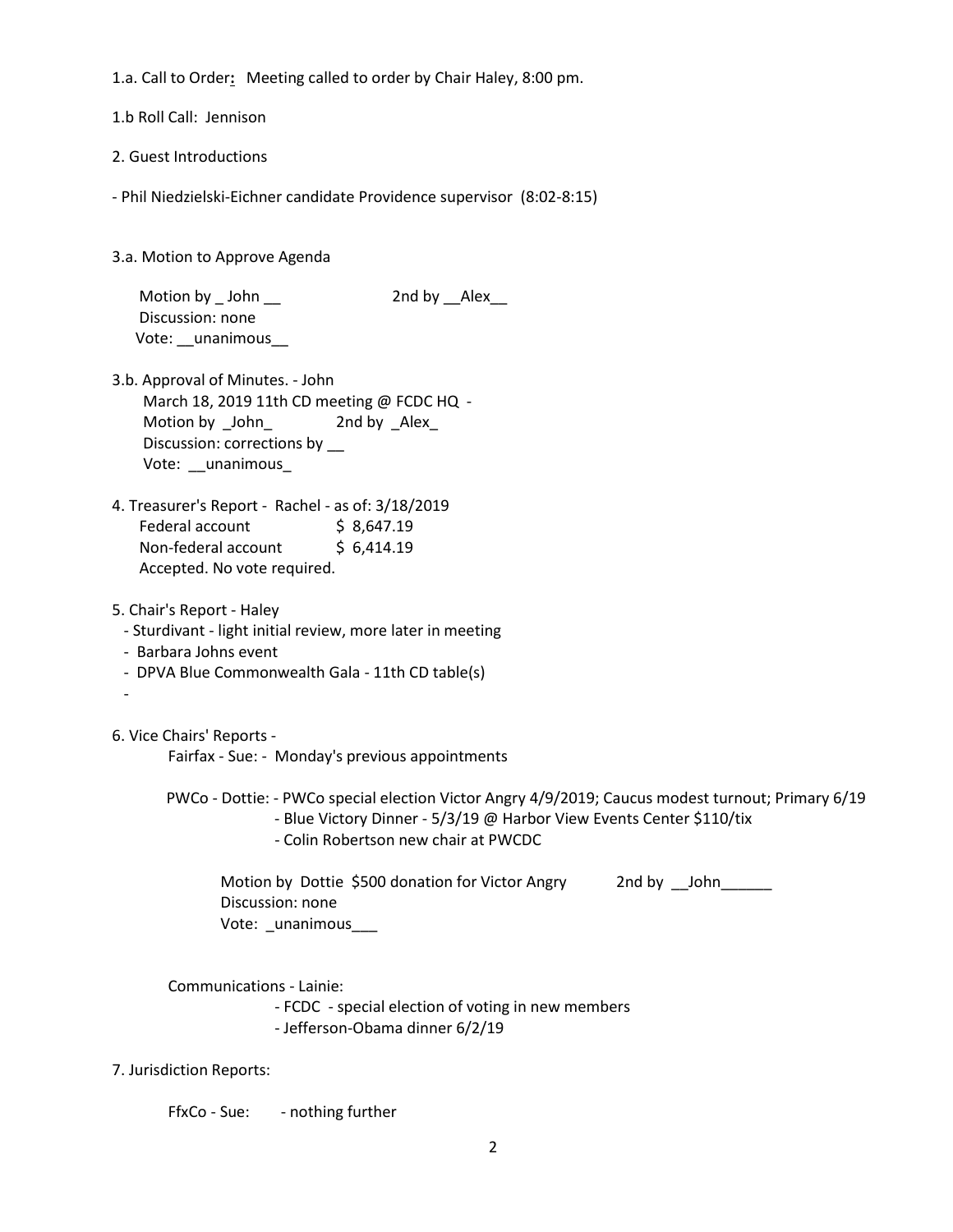1.a. Call to Order**:** Meeting called to order by Chair Haley, 8:00 pm.

1.b Roll Call: Jennison

2. Guest Introductions

- Phil Niedzielski-Eichner candidate Providence supervisor (8:02-8:15)

3.a. Motion to Approve Agenda

Motion by _ John __ 2nd by __Alex__
Discussion: none
Vote: __unanimous__

3.b. Approval of Minutes. - John
March 18, 2019 11th CD meeting @ FCDC HQ -
Motion by _John_ 2nd by _Alex_
Discussion: corrections by __
Vote: __unanimous_

4. Treasurer's Report - Rachel - as of: 3/18/2019

| | |
|---|---|
| Federal account | $ 8,647.19 |
| Non-federal account | $ 6,414.19 |

Accepted. No vote required.

5. Chair's Report - Haley
- Sturdivant - light initial review, more later in meeting
- Barbara Johns event
- DPVA Blue Commonwealth Gala - 11th CD table(s)
-

6. Vice Chairs' Reports -

Fairfax - Sue: - Monday's previous appointments

PWCo - Dottie: - PWCo special election Victor Angry 4/9/2019; Caucus modest turnout; Primary 6/19
- Blue Victory Dinner - 5/3/19 @ Harbor View Events Center $110/tix
- Colin Robertson new chair at PWCDC

Motion by Dottie $500 donation for Victor Angry 2nd by __John______
Discussion: none
Vote: _unanimous___

Communications - Lainie:
- FCDC - special election of voting in new members
- Jefferson-Obama dinner 6/2/19

7. Jurisdiction Reports:

FfxCo - Sue: - nothing further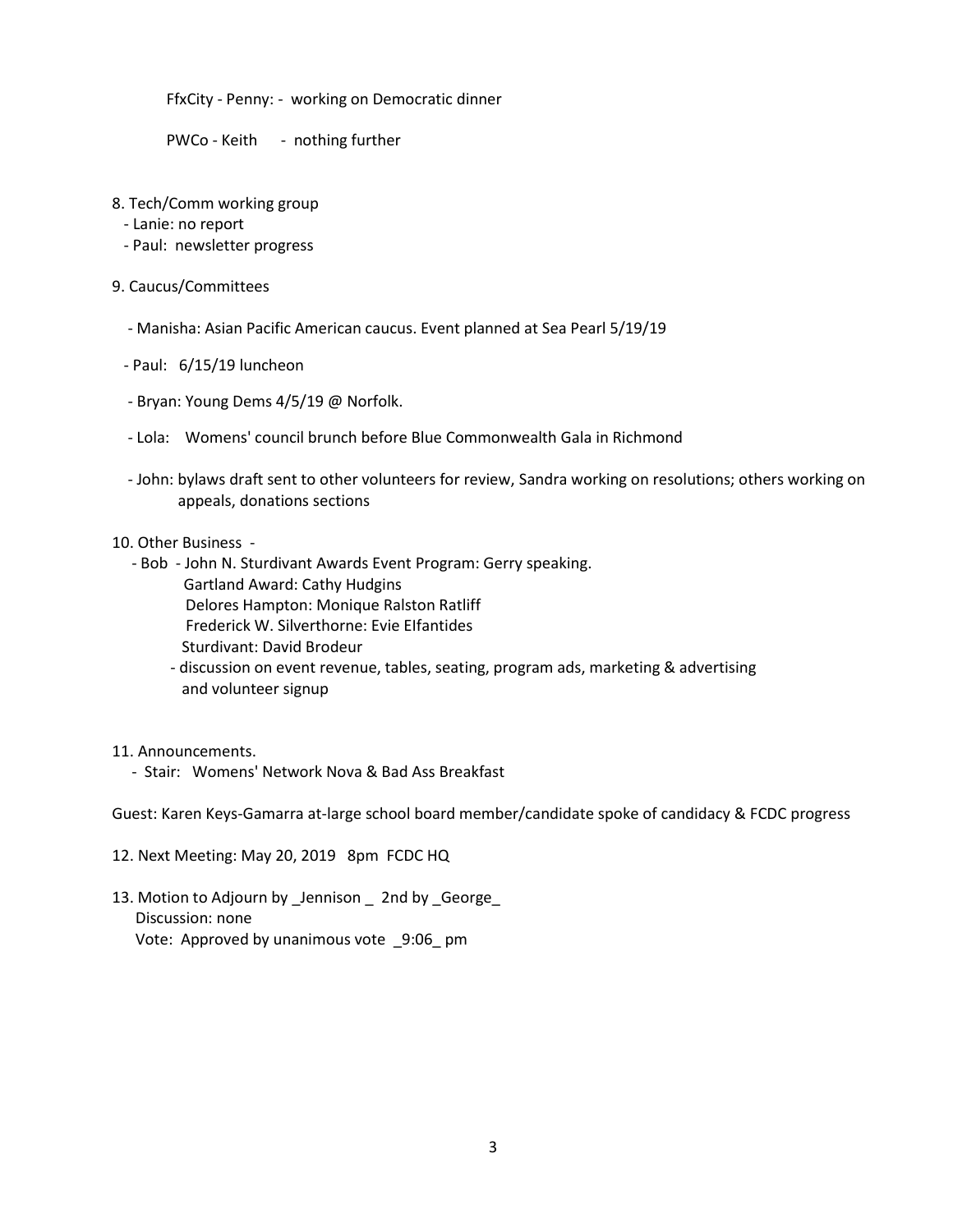FfxCity - Penny: - working on Democratic dinner

PWCo - Keith - nothing further

8. Tech/Comm working group
   - Lanie: no report
   - Paul: newsletter progress

9. Caucus/Committees
   - Manisha: Asian Pacific American caucus. Event planned at Sea Pearl 5/19/19
   - Paul: 6/15/19 luncheon
   - Bryan: Young Dems 4/5/19 @ Norfolk.
   - Lola: Womens' council brunch before Blue Commonwealth Gala in Richmond
   - John: bylaws draft sent to other volunteers for review, Sandra working on resolutions; others working on appeals, donations sections

10. Other Business -
    - Bob - John N. Sturdivant Awards Event Program: Gerry speaking.
      Gartland Award: Cathy Hudgins
      Delores Hampton: Monique Ralston Ratliff
      Frederick W. Silverthorne: Evie Elfantides
      Sturdivant: David Brodeur
      - discussion on event revenue, tables, seating, program ads, marketing & advertising and volunteer signup

11. Announcements.
    - Stair: Womens' Network Nova & Bad Ass Breakfast

Guest: Karen Keys-Gamarra at-large school board member/candidate spoke of candidacy & FCDC progress

12. Next Meeting: May 20, 2019 8pm FCDC HQ

13. Motion to Adjourn by _Jennison_ 2nd by _George_
    Discussion: none
    Vote: Approved by unanimous vote _9:06_ pm